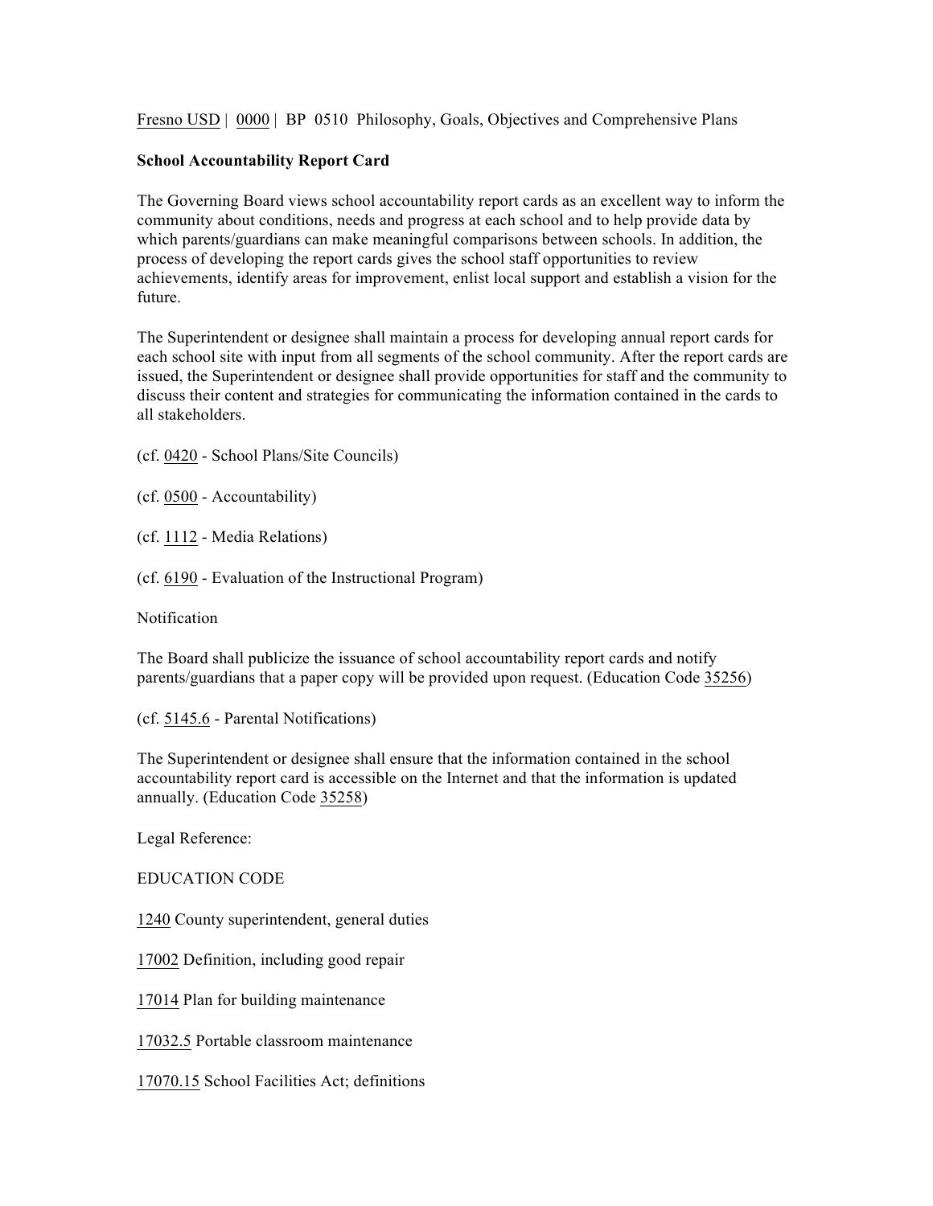Fresno USD | 0000 | BP 0510 Philosophy, Goals, Objectives and Comprehensive Plans

**School Accountability Report Card**

The Governing Board views school accountability report cards as an excellent way to inform the community about conditions, needs and progress at each school and to help provide data by which parents/guardians can make meaningful comparisons between schools. In addition, the process of developing the report cards gives the school staff opportunities to review achievements, identify areas for improvement, enlist local support and establish a vision for the future.

The Superintendent or designee shall maintain a process for developing annual report cards for each school site with input from all segments of the school community. After the report cards are issued, the Superintendent or designee shall provide opportunities for staff and the community to discuss their content and strategies for communicating the information contained in the cards to all stakeholders.

(cf. 0420 - School Plans/Site Councils)

(cf. 0500 - Accountability)

(cf. 1112 - Media Relations)

(cf. 6190 - Evaluation of the Instructional Program)

Notification

The Board shall publicize the issuance of school accountability report cards and notify parents/guardians that a paper copy will be provided upon request. (Education Code 35256)

(cf. 5145.6 - Parental Notifications)

The Superintendent or designee shall ensure that the information contained in the school accountability report card is accessible on the Internet and that the information is updated annually. (Education Code 35258)

Legal Reference:

EDUCATION CODE

1240 County superintendent, general duties

17002 Definition, including good repair

17014 Plan for building maintenance

17032.5 Portable classroom maintenance

17070.15 School Facilities Act; definitions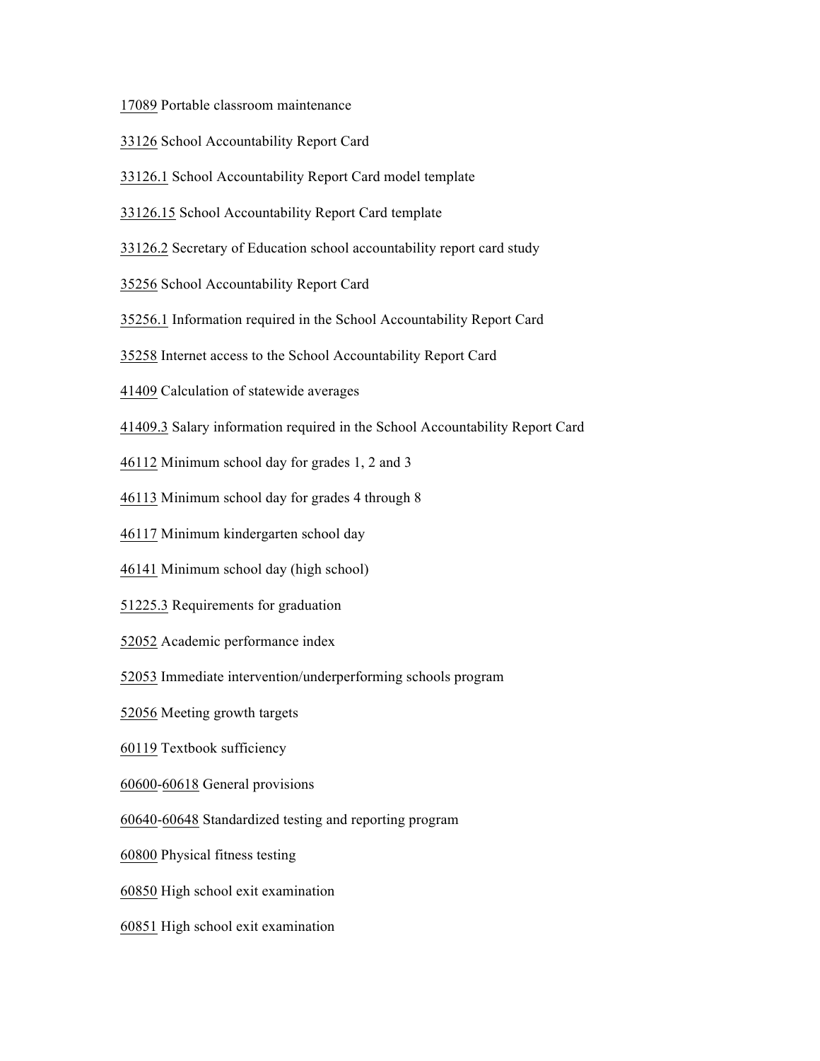17089 Portable classroom maintenance

33126 School Accountability Report Card

33126.1 School Accountability Report Card model template

33126.15 School Accountability Report Card template

33126.2 Secretary of Education school accountability report card study

35256 School Accountability Report Card

35256.1 Information required in the School Accountability Report Card

35258 Internet access to the School Accountability Report Card

41409 Calculation of statewide averages

41409.3 Salary information required in the School Accountability Report Card

46112 Minimum school day for grades 1, 2 and 3

46113 Minimum school day for grades 4 through 8

46117 Minimum kindergarten school day

46141 Minimum school day (high school)

51225.3 Requirements for graduation

52052 Academic performance index

52053 Immediate intervention/underperforming schools program

52056 Meeting growth targets

60119 Textbook sufficiency

60600-60618 General provisions

60640-60648 Standardized testing and reporting program

60800 Physical fitness testing

60850 High school exit examination

60851 High school exit examination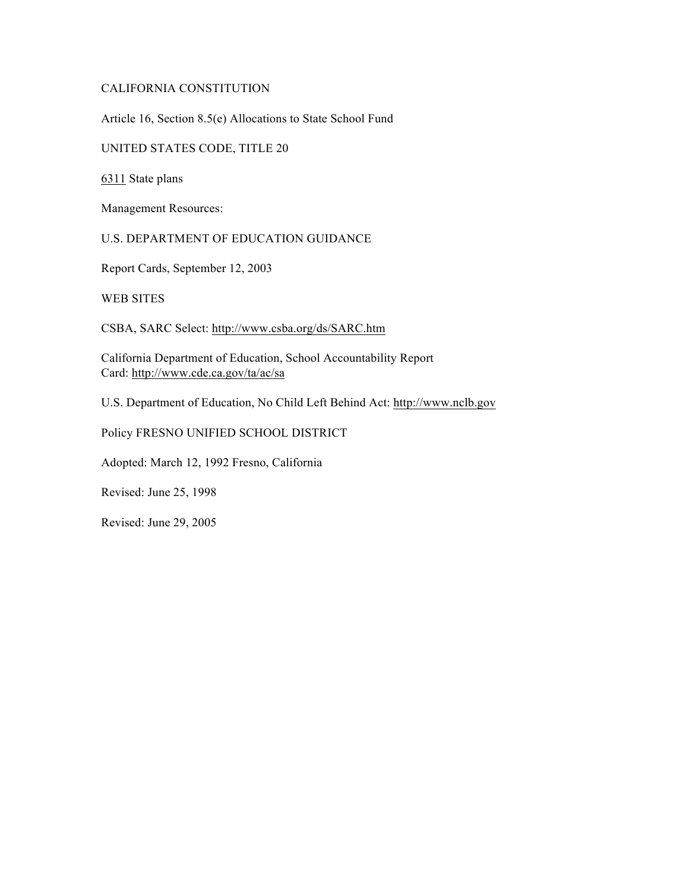CALIFORNIA CONSTITUTION

Article 16, Section 8.5(e) Allocations to State School Fund

UNITED STATES CODE, TITLE 20

6311 State plans

Management Resources:

U.S. DEPARTMENT OF EDUCATION GUIDANCE

Report Cards, September 12, 2003

WEB SITES

CSBA, SARC Select: http://www.csba.org/ds/SARC.htm

California Department of Education, School Accountability Report Card: http://www.cde.ca.gov/ta/ac/sa

U.S. Department of Education, No Child Left Behind Act: http://www.nclb.gov

Policy FRESNO UNIFIED SCHOOL DISTRICT

Adopted: March 12, 1992 Fresno, California

Revised: June 25, 1998

Revised: June 29, 2005